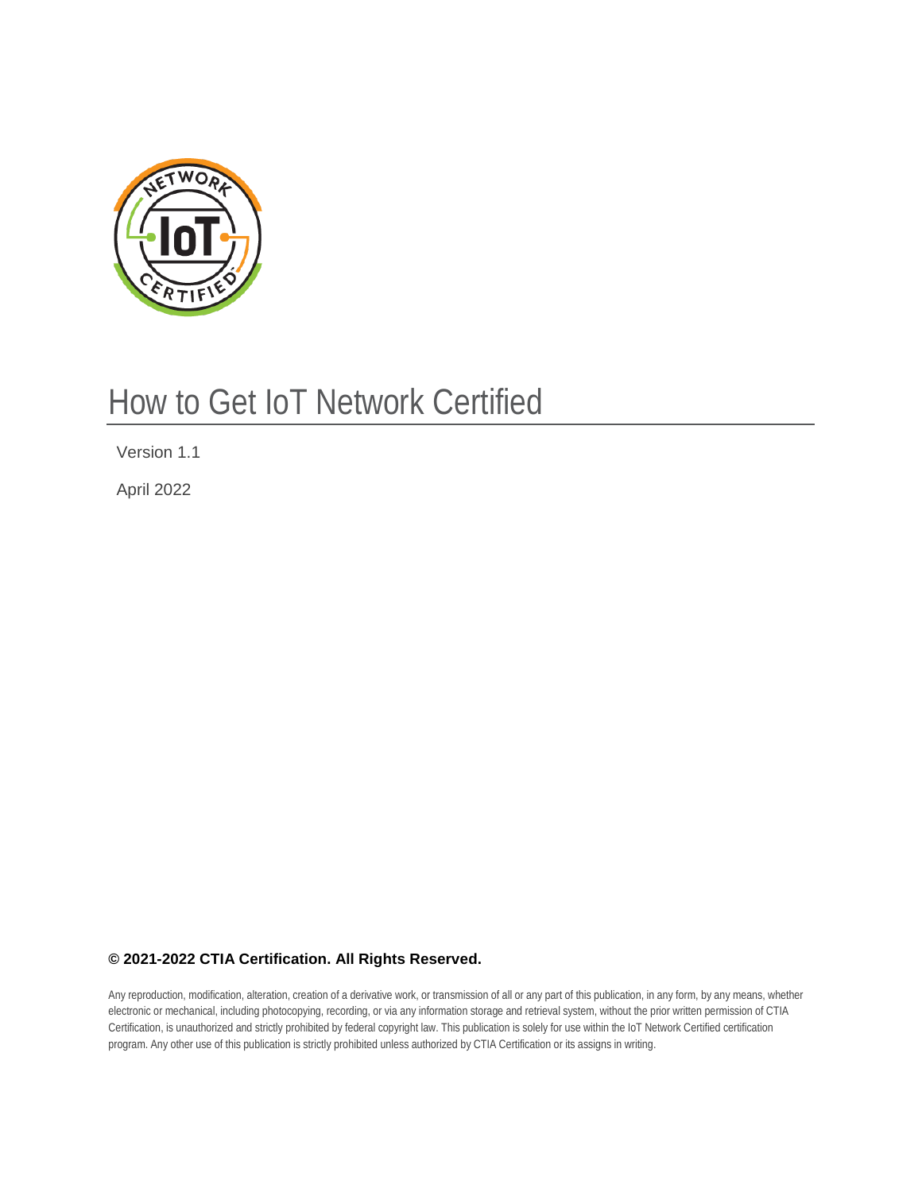# How to Get IoT Network Certified

Version 1.1

April 2022

**© 2021-2022 CTIA Certification. All Rights Reserved.**

Any reproduction, modification, alteration, creation of a derivative work, or transmission of all or any part of this publication, in any form, by any means, whether electronic or mechanical, including photocopying, recording, or via any information storage and retrieval system, without the prior written permission of CTIA Certification, is unauthorized and strictly prohibited by federal copyright law. This publication is solely for use within the IoT Network Certified certification program. Any other use of this publication is strictly prohibited unless authorized by CTIA Certification or its assigns in writing.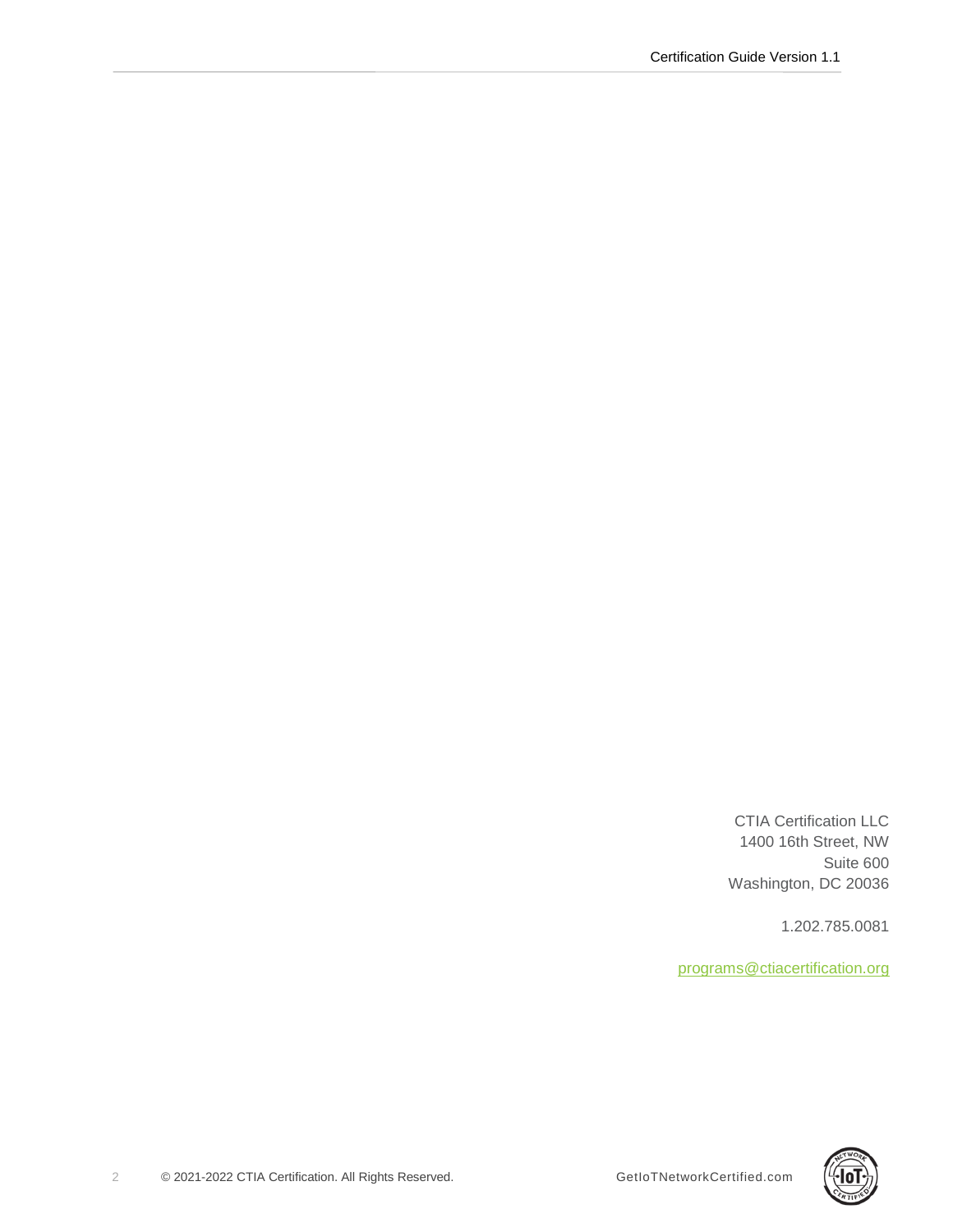CTIA Certification LLC
1400 16th Street, NW
Suite 600
Washington, DC 20036

1.202.785.0081

programs@ctiacertification.org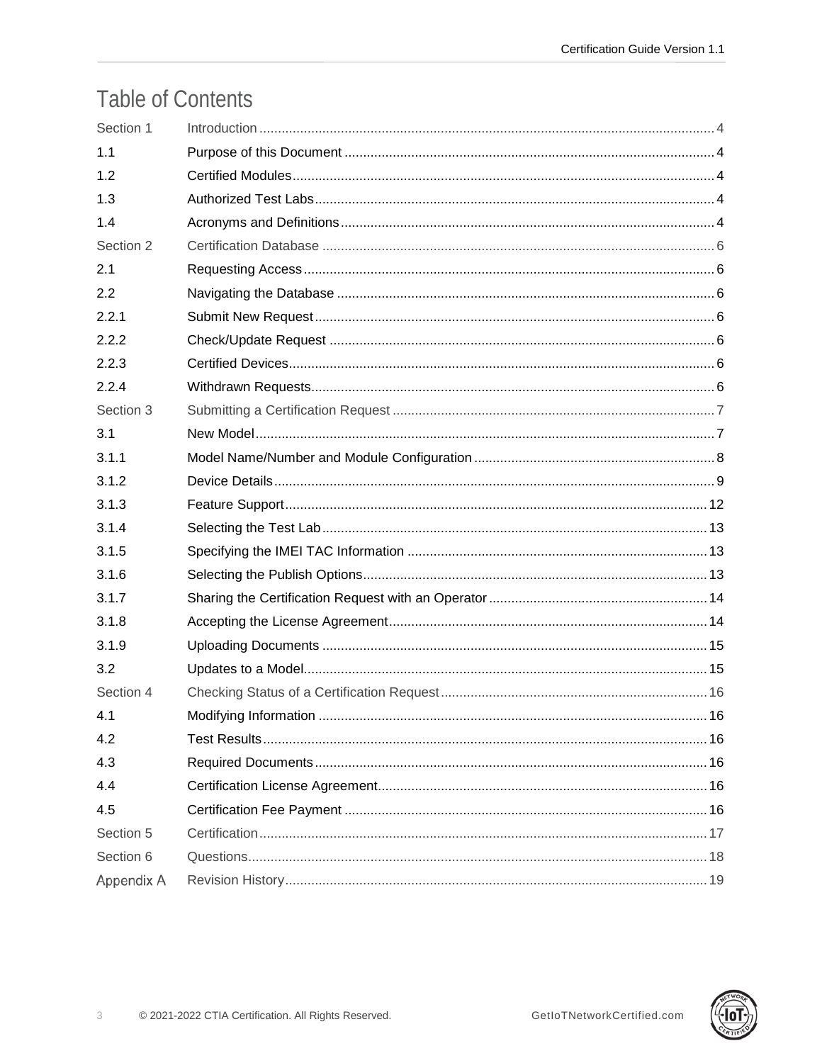# Table of Contents

| | | |
|---|---|---|
| Section 1 | Introduction | 4 |
| 1.1 | Purpose of this Document | 4 |
| 1.2 | Certified Modules | 4 |
| 1.3 | Authorized Test Labs | 4 |
| 1.4 | Acronyms and Definitions | 4 |
| Section 2 | Certification Database | 6 |
| 2.1 | Requesting Access | 6 |
| 2.2 | Navigating the Database | 6 |
| 2.2.1 | Submit New Request | 6 |
| 2.2.2 | Check/Update Request | 6 |
| 2.2.3 | Certified Devices | 6 |
| 2.2.4 | Withdrawn Requests | 6 |
| Section 3 | Submitting a Certification Request | 7 |
| 3.1 | New Model | 7 |
| 3.1.1 | Model Name/Number and Module Configuration | 8 |
| 3.1.2 | Device Details | 9 |
| 3.1.3 | Feature Support | 12 |
| 3.1.4 | Selecting the Test Lab | 13 |
| 3.1.5 | Specifying the IMEI TAC Information | 13 |
| 3.1.6 | Selecting the Publish Options | 13 |
| 3.1.7 | Sharing the Certification Request with an Operator | 14 |
| 3.1.8 | Accepting the License Agreement | 14 |
| 3.1.9 | Uploading Documents | 15 |
| 3.2 | Updates to a Model | 15 |
| Section 4 | Checking Status of a Certification Request | 16 |
| 4.1 | Modifying Information | 16 |
| 4.2 | Test Results | 16 |
| 4.3 | Required Documents | 16 |
| 4.4 | Certification License Agreement | 16 |
| 4.5 | Certification Fee Payment | 16 |
| Section 5 | Certification | 17 |
| Section 6 | Questions | 18 |
| Appendix A | Revision History | 19 |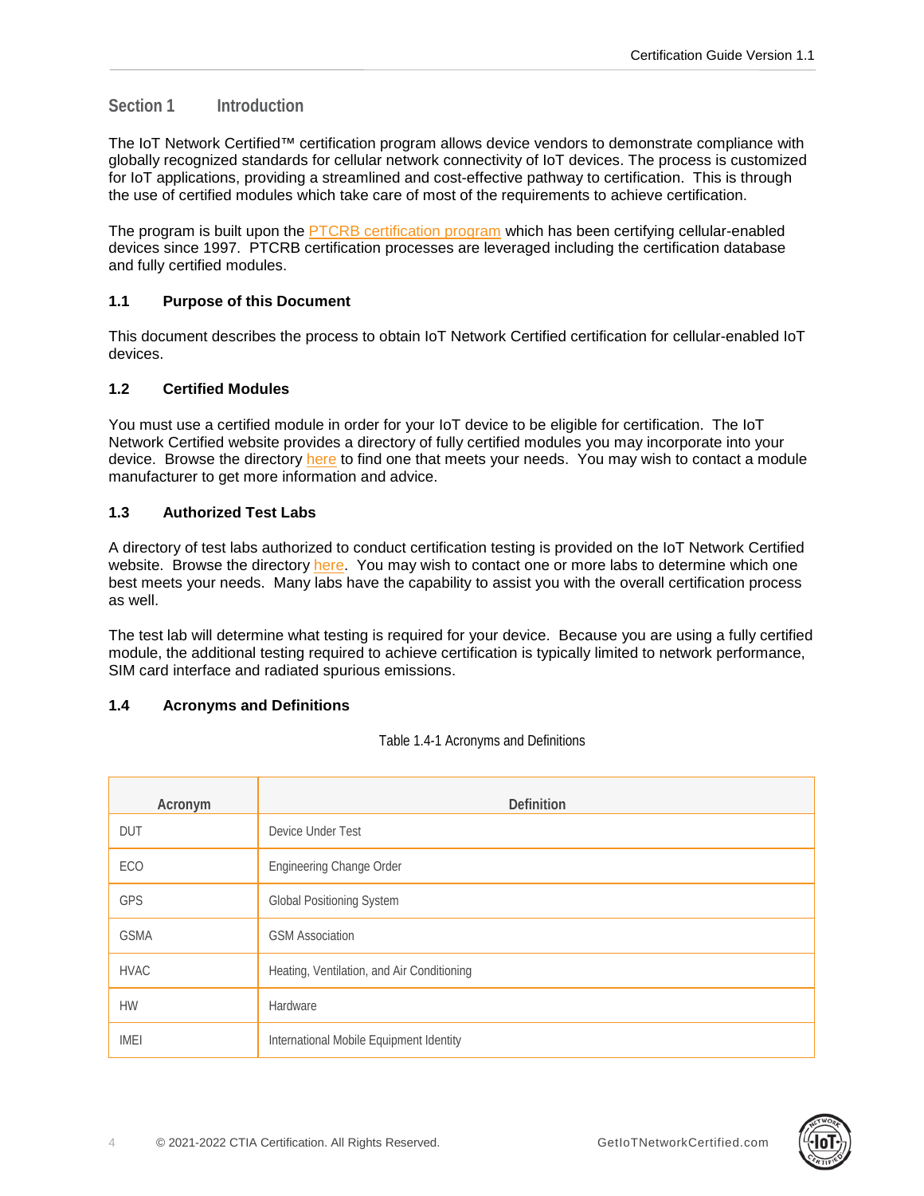# Section 1 Introduction

The IoT Network Certified™ certification program allows device vendors to demonstrate compliance with globally recognized standards for cellular network connectivity of IoT devices. The process is customized for IoT applications, providing a streamlined and cost-effective pathway to certification. This is through the use of certified modules which take care of most of the requirements to achieve certification.

The program is built upon the PTCRB certification program which has been certifying cellular-enabled devices since 1997. PTCRB certification processes are leveraged including the certification database and fully certified modules.

## 1.1 Purpose of this Document

This document describes the process to obtain IoT Network Certified certification for cellular-enabled IoT devices.

## 1.2 Certified Modules

You must use a certified module in order for your IoT device to be eligible for certification. The IoT Network Certified website provides a directory of fully certified modules you may incorporate into your device. Browse the directory here to find one that meets your needs. You may wish to contact a module manufacturer to get more information and advice.

## 1.3 Authorized Test Labs

A directory of test labs authorized to conduct certification testing is provided on the IoT Network Certified website. Browse the directory here. You may wish to contact one or more labs to determine which one best meets your needs. Many labs have the capability to assist you with the overall certification process as well.

The test lab will determine what testing is required for your device. Because you are using a fully certified module, the additional testing required to achieve certification is typically limited to network performance, SIM card interface and radiated spurious emissions.

## 1.4 Acronyms and Definitions

Table 1.4-1 Acronyms and Definitions

| Acronym | Definition |
|---|---|
| DUT | Device Under Test |
| ECO | Engineering Change Order |
| GPS | Global Positioning System |
| GSMA | GSM Association |
| HVAC | Heating, Ventilation, and Air Conditioning |
| HW | Hardware |
| IMEI | International Mobile Equipment Identity |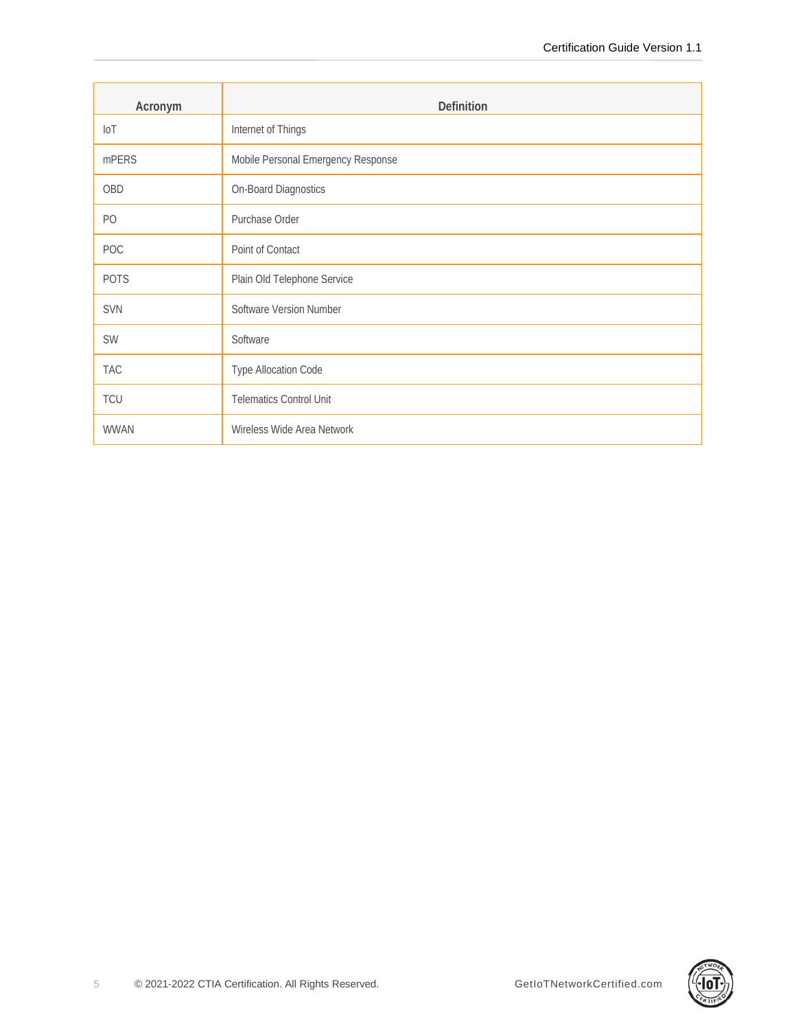| Acronym | Definition |
|---|---|
| IoT | Internet of Things |
| mPERS | Mobile Personal Emergency Response |
| OBD | On-Board Diagnostics |
| PO | Purchase Order |
| POC | Point of Contact |
| POTS | Plain Old Telephone Service |
| SVN | Software Version Number |
| SW | Software |
| TAC | Type Allocation Code |
| TCU | Telematics Control Unit |
| WWAN | Wireless Wide Area Network |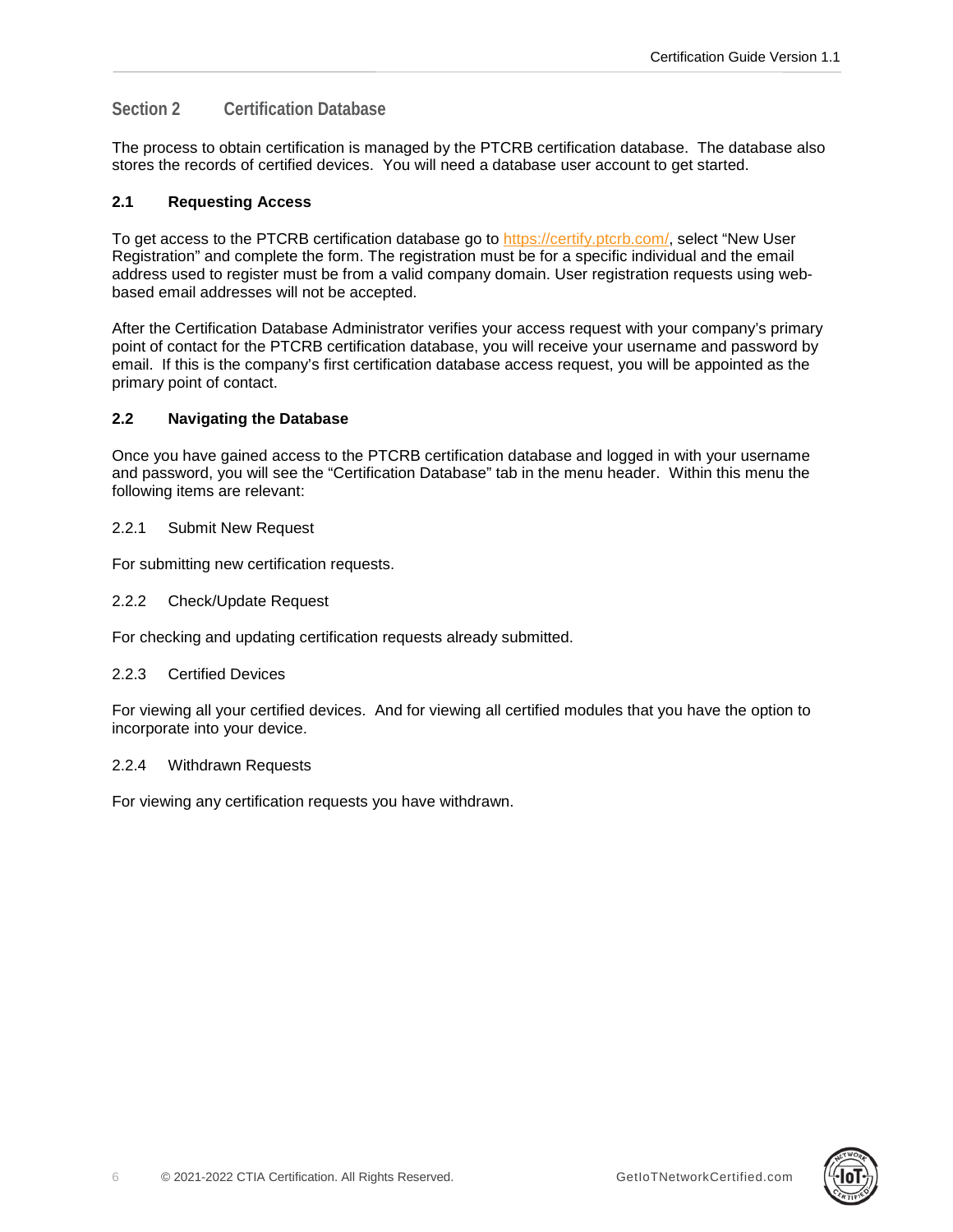# Section 2 Certification Database

The process to obtain certification is managed by the PTCRB certification database. The database also stores the records of certified devices. You will need a database user account to get started.

## 2.1 Requesting Access

To get access to the PTCRB certification database go to https://certify.ptcrb.com/, select "New User Registration" and complete the form. The registration must be for a specific individual and the email address used to register must be from a valid company domain. User registration requests using web-based email addresses will not be accepted.

After the Certification Database Administrator verifies your access request with your company's primary point of contact for the PTCRB certification database, you will receive your username and password by email. If this is the company's first certification database access request, you will be appointed as the primary point of contact.

## 2.2 Navigating the Database

Once you have gained access to the PTCRB certification database and logged in with your username and password, you will see the "Certification Database" tab in the menu header. Within this menu the following items are relevant:

### 2.2.1 Submit New Request

For submitting new certification requests.

### 2.2.2 Check/Update Request

For checking and updating certification requests already submitted.

### 2.2.3 Certified Devices

For viewing all your certified devices. And for viewing all certified modules that you have the option to incorporate into your device.

### 2.2.4 Withdrawn Requests

For viewing any certification requests you have withdrawn.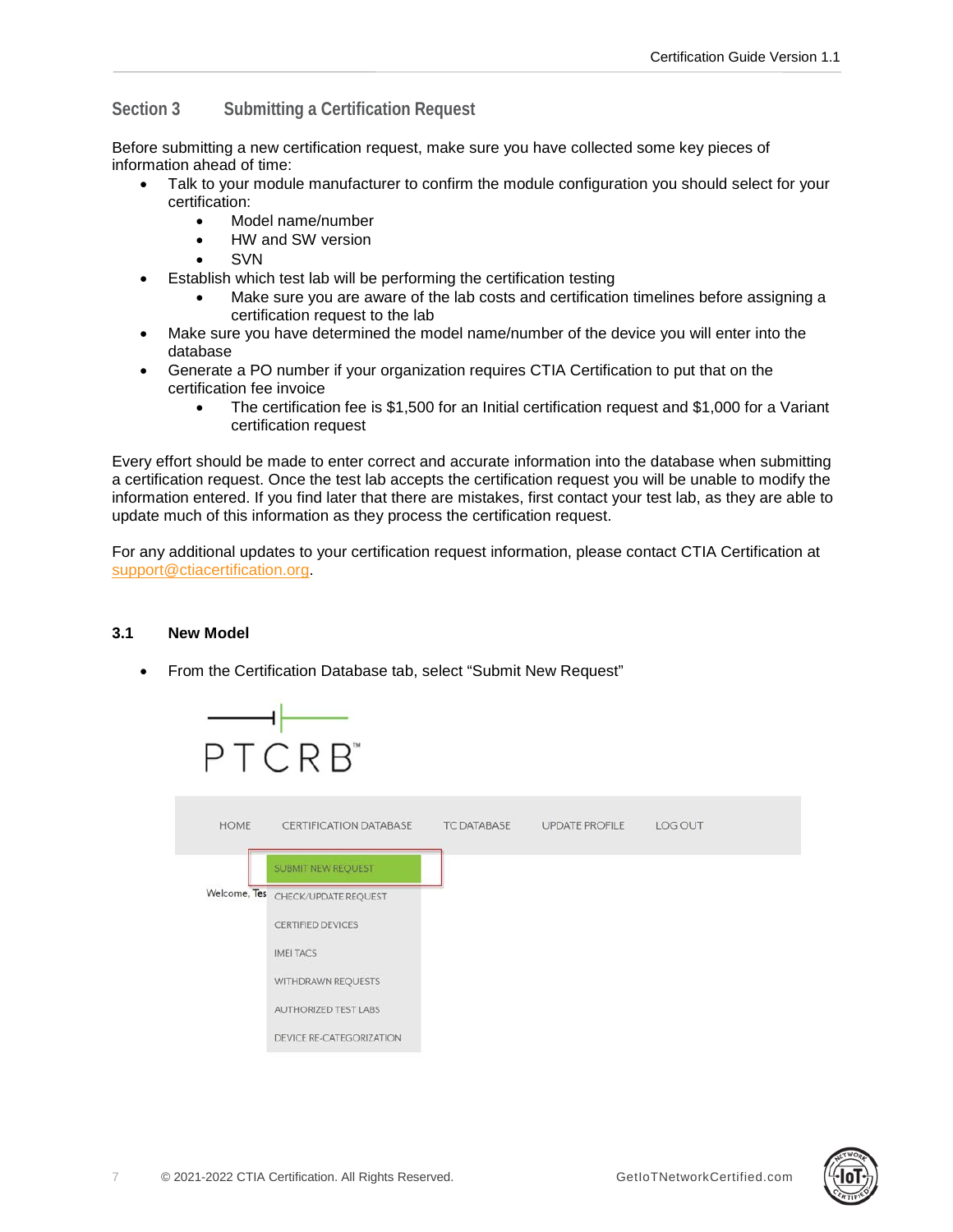## Section 3 Submitting a Certification Request

Before submitting a new certification request, make sure you have collected some key pieces of information ahead of time:

- Talk to your module manufacturer to confirm the module configuration you should select for your certification:
  - Model name/number
  - HW and SW version
  - SVN
- Establish which test lab will be performing the certification testing
  - Make sure you are aware of the lab costs and certification timelines before assigning a certification request to the lab
- Make sure you have determined the model name/number of the device you will enter into the database
- Generate a PO number if your organization requires CTIA Certification to put that on the certification fee invoice
  - The certification fee is $1,500 for an Initial certification request and $1,000 for a Variant certification request

Every effort should be made to enter correct and accurate information into the database when submitting a certification request. Once the test lab accepts the certification request you will be unable to modify the information entered. If you find later that there are mistakes, first contact your test lab, as they are able to update much of this information as they process the certification request.

For any additional updates to your certification request information, please contact CTIA Certification at support@ctiacertification.org.

### 3.1 New Model

- From the Certification Database tab, select "Submit New Request"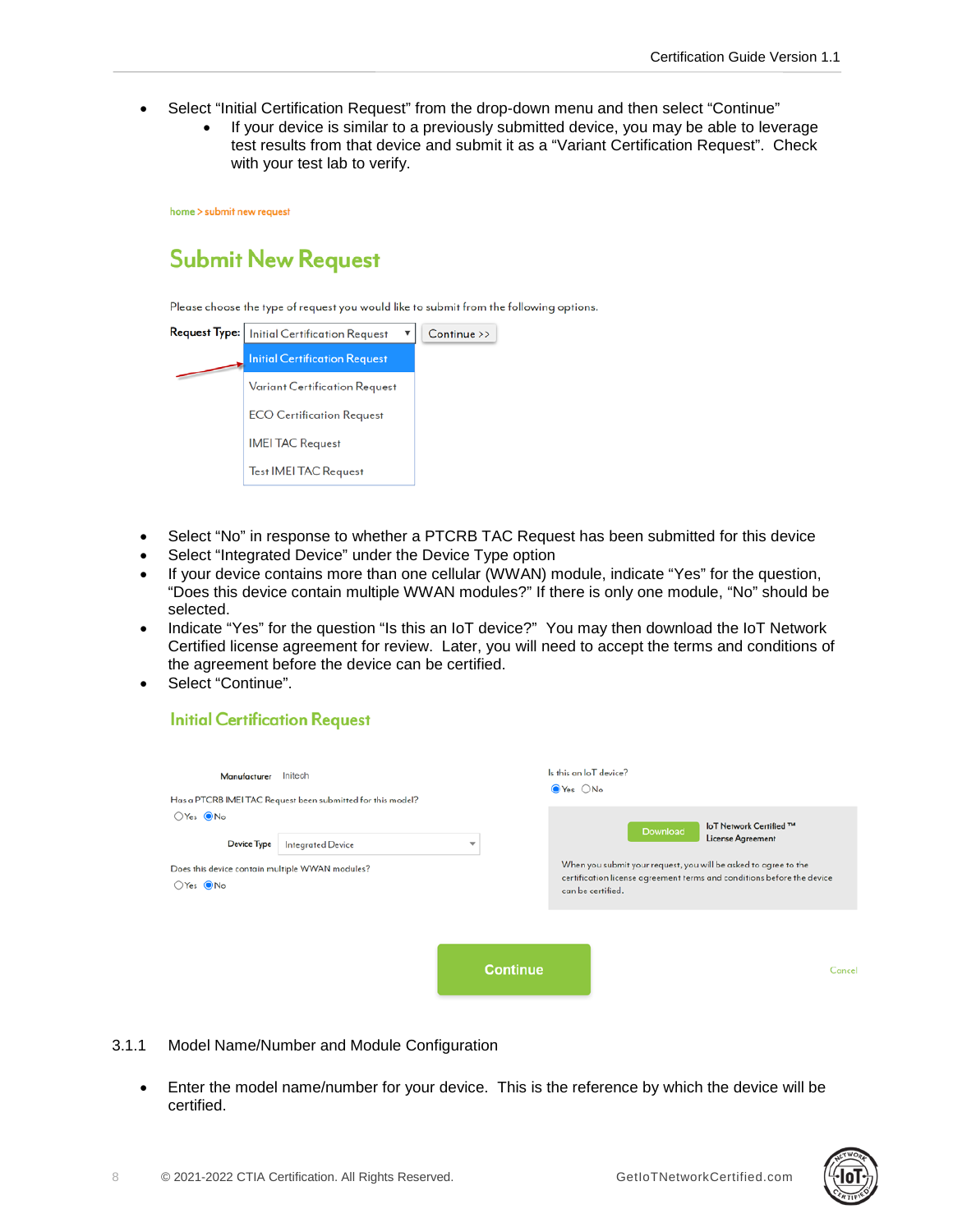- Select “Initial Certification Request” from the drop-down menu and then select “Continue”
  - If your device is similar to a previously submitted device, you may be able to leverage test results from that device and submit it as a “Variant Certification Request”. Check with your test lab to verify.

home > submit new request

Submit New Request

Please choose the type of request you would like to submit from the following options.

Request Type: Initial Certification Request ▾ Continue >>

- Initial Certification Request
- Variant Certification Request
- ECO Certification Request
- IMEI TAC Request
- Test IMEI TAC Request

- Select “No” in response to whether a PTCRB TAC Request has been submitted for this device
- Select “Integrated Device” under the Device Type option
- If your device contains more than one cellular (WWAN) module, indicate “Yes” for the question, “Does this device contain multiple WWAN modules?” If there is only one module, “No” should be selected.
- Indicate “Yes” for the question “Is this an IoT device?” You may then download the IoT Network Certified license agreement for review. Later, you will need to accept the terms and conditions of the agreement before the device can be certified.
- Select “Continue”.

Initial Certification Request

Manufacturer Initech

Has a PTCRB IMEI TAC Request been submitted for this model?
○ Yes ◉ No

Device Type Integrated Device

Does this device contain multiple WWAN modules?
○ Yes ◉ No

Is this an IoT device?
◉ Yes ○ No

Download IoT Network Certified ™ License Agreement

When you submit your request, you will be asked to agree to the certification license agreement terms and conditions before the device can be certified.

Continue Cancel

### 3.1.1 Model Name/Number and Module Configuration

- Enter the model name/number for your device. This is the reference by which the device will be certified.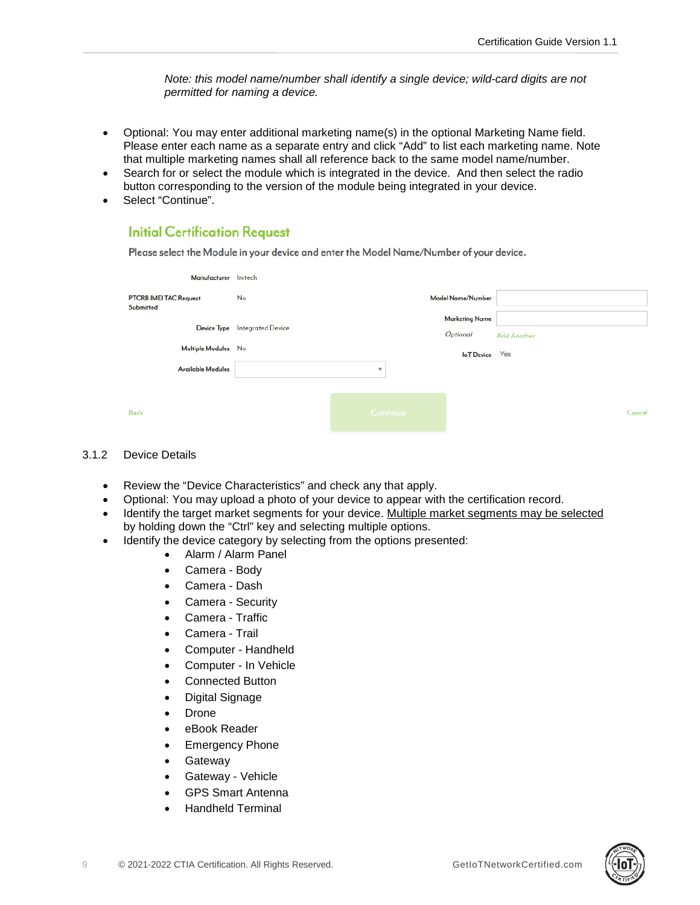*Note: this model name/number shall identify a single device; wild-card digits are not permitted for naming a device.*

- Optional: You may enter additional marketing name(s) in the optional Marketing Name field. Please enter each name as a separate entry and click "Add" to list each marketing name. Note that multiple marketing names shall all reference back to the same model name/number.
- Search for or select the module which is integrated in the device. And then select the radio button corresponding to the version of the module being integrated in your device.
- Select "Continue".

**Initial Certification Request**

Please select the Module in your device and enter the Model Name/Number of your device.

| | | | |
|---|---|---|---|
| Manufacturer | Initech | | |
| PTCRB IMEI TAC Request Submitted | No | Model Name/Number | |
| Device Type | Integrated Device | Marketing Name *Optional* | Add Another |
| Multiple Modules | No | IoT Device | Yes |
| Available Modules | | | |

Back | Continue | Cancel

### 3.1.2 Device Details

- Review the "Device Characteristics" and check any that apply.
- Optional: You may upload a photo of your device to appear with the certification record.
- Identify the target market segments for your device. <u>Multiple market segments may be selected</u> by holding down the "Ctrl" key and selecting multiple options.
- Identify the device category by selecting from the options presented:
  - Alarm / Alarm Panel
  - Camera - Body
  - Camera - Dash
  - Camera - Security
  - Camera - Traffic
  - Camera - Trail
  - Computer - Handheld
  - Computer - In Vehicle
  - Connected Button
  - Digital Signage
  - Drone
  - eBook Reader
  - Emergency Phone
  - Gateway
  - Gateway - Vehicle
  - GPS Smart Antenna
  - Handheld Terminal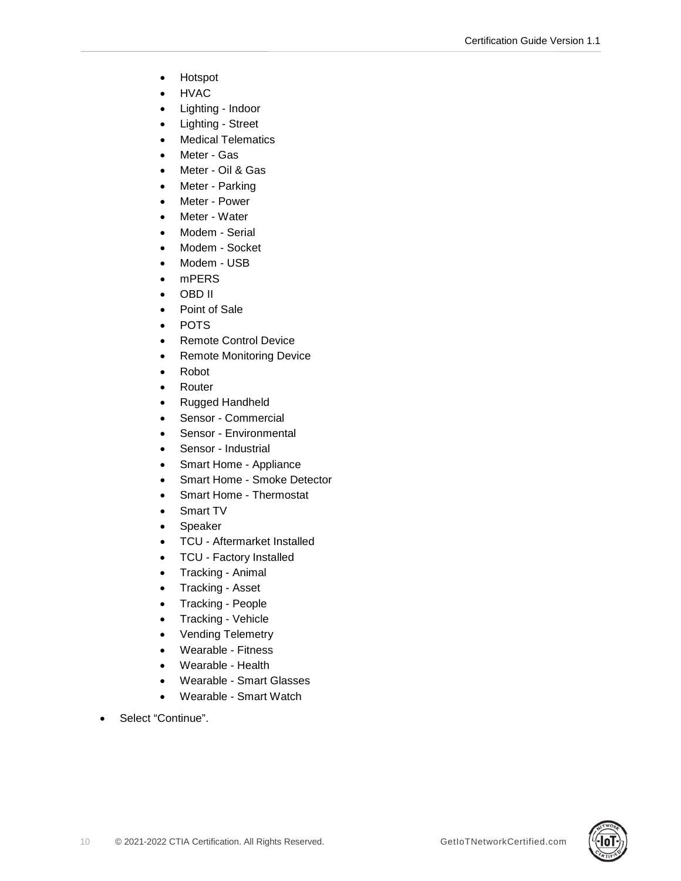- Hotspot
- HVAC
- Lighting - Indoor
- Lighting - Street
- Medical Telematics
- Meter - Gas
- Meter - Oil & Gas
- Meter - Parking
- Meter - Power
- Meter - Water
- Modem - Serial
- Modem - Socket
- Modem - USB
- mPERS
- OBD II
- Point of Sale
- POTS
- Remote Control Device
- Remote Monitoring Device
- Robot
- Router
- Rugged Handheld
- Sensor - Commercial
- Sensor - Environmental
- Sensor - Industrial
- Smart Home - Appliance
- Smart Home - Smoke Detector
- Smart Home - Thermostat
- Smart TV
- Speaker
- TCU - Aftermarket Installed
- TCU - Factory Installed
- Tracking - Animal
- Tracking - Asset
- Tracking - People
- Tracking - Vehicle
- Vending Telemetry
- Wearable - Fitness
- Wearable - Health
- Wearable - Smart Glasses
- Wearable - Smart Watch

- Select "Continue".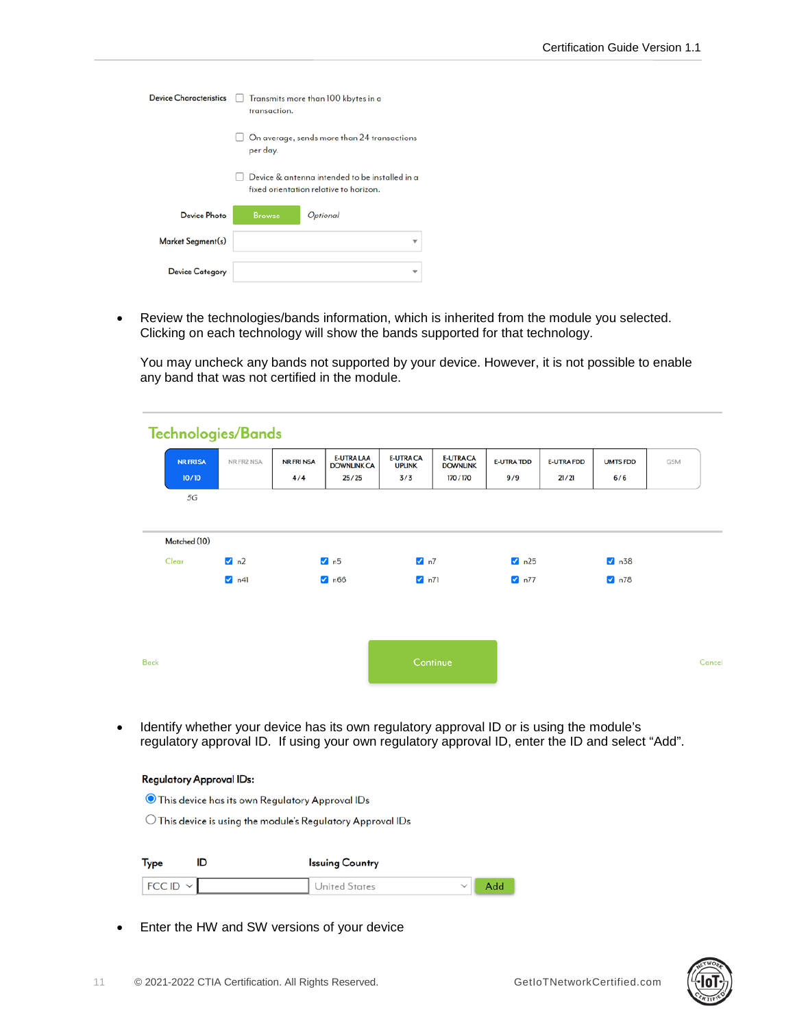Device Characteristics

- [ ] Transmits more than 100 kbytes in a transaction.
- [ ] On average, sends more than 24 transactions per day.
- [ ] Device & antenna intended to be installed in a fixed orientation relative to horizon.

Device Photo: Browse *Optional*

Market Segment(s)

Device Category

- Review the technologies/bands information, which is inherited from the module you selected. Clicking on each technology will show the bands supported for that technology.

  You may uncheck any bands not supported by your device. However, it is not possible to enable any band that was not certified in the module.

## Technologies/Bands

| NR FR1 SA | NR FR2 NSA | NR FR1 NSA | E-UTRA LAA DOWNLINK CA | E-UTRA CA UPLINK | E-UTRA CA DOWNLINK | E-UTRA TDD | E-UTRA FDD | UMTS FDD | GSM |
|---|---|---|---|---|---|---|---|---|---|
| 10 / 10 | | 4 / 4 | 25 / 25 | 3 / 3 | 170 / 170 | 9 / 9 | 21 / 21 | 6 / 6 | |

5G

Matched (10)

Clear

- [x] n2
- [x] n5
- [x] n7
- [x] n25
- [x] n38
- [x] n41
- [x] n66
- [x] n71
- [x] n77
- [x] n78

Back | Continue | Cancel

- Identify whether your device has its own regulatory approval ID or is using the module's regulatory approval ID. If using your own regulatory approval ID, enter the ID and select "Add".

**Regulatory Approval IDs:**

- (●) This device has its own Regulatory Approval IDs
- ( ) This device is using the module's Regulatory Approval IDs

| Type | ID | Issuing Country | |
|---|---|---|---|
| FCC ID | | United States | Add |

- Enter the HW and SW versions of your device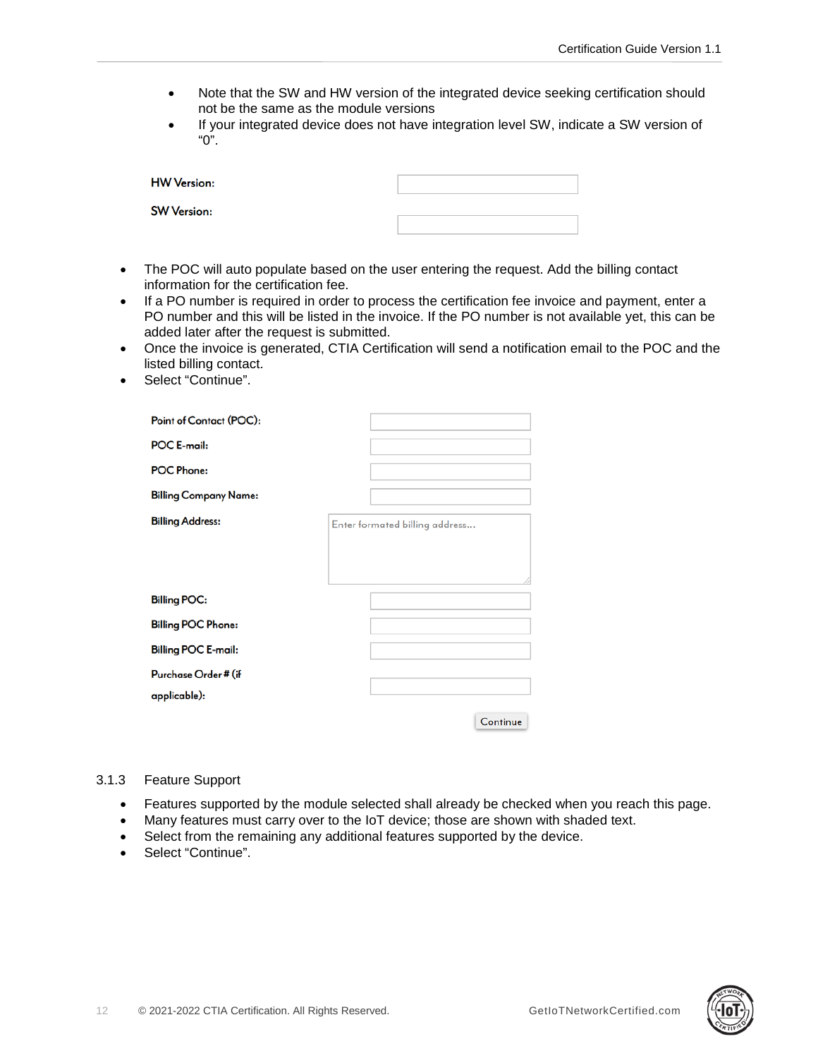- Note that the SW and HW version of the integrated device seeking certification should not be the same as the module versions
- If your integrated device does not have integration level SW, indicate a SW version of "0".

| | |
|---|---|
| HW Version: | |
| SW Version: | |

- The POC will auto populate based on the user entering the request. Add the billing contact information for the certification fee.
- If a PO number is required in order to process the certification fee invoice and payment, enter a PO number and this will be listed in the invoice. If the PO number is not available yet, this can be added later after the request is submitted.
- Once the invoice is generated, CTIA Certification will send a notification email to the POC and the listed billing contact.
- Select "Continue".

| | |
|---|---|
| Point of Contact (POC): | |
| POC E-mail: | |
| POC Phone: | |
| Billing Company Name: | |
| Billing Address: | Enter formated billing address... |
| Billing POC: | |
| Billing POC Phone: | |
| Billing POC E-mail: | |
| Purchase Order # (if applicable): | |
| | Continue |

### 3.1.3 Feature Support

- Features supported by the module selected shall already be checked when you reach this page.
- Many features must carry over to the IoT device; those are shown with shaded text.
- Select from the remaining any additional features supported by the device.
- Select "Continue".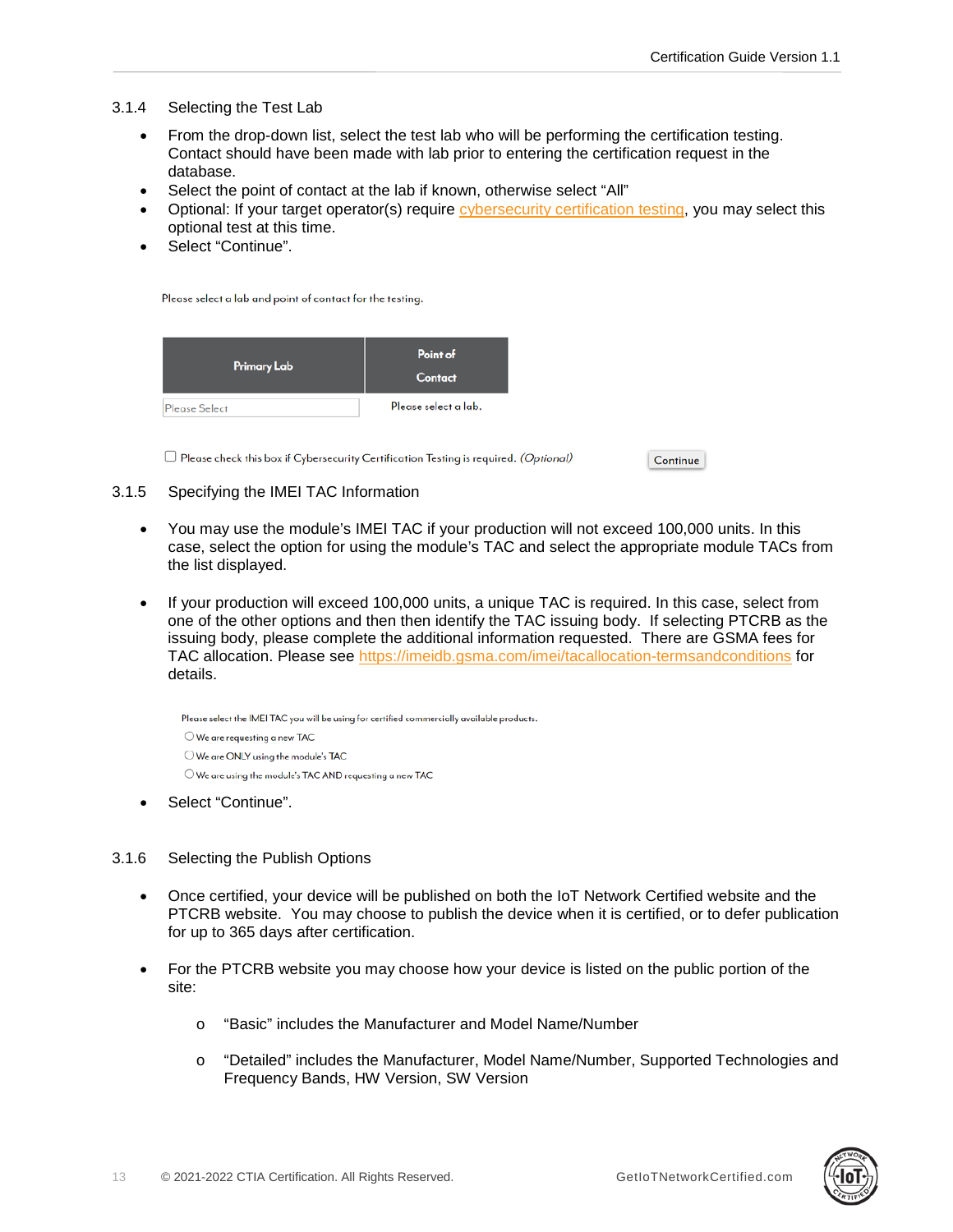### 3.1.4 Selecting the Test Lab

- From the drop-down list, select the test lab who will be performing the certification testing. Contact should have been made with lab prior to entering the certification request in the database.
- Select the point of contact at the lab if known, otherwise select "All"
- Optional: If your target operator(s) require cybersecurity certification testing, you may select this optional test at this time.
- Select "Continue".

Please select a lab and point of contact for the testing.

| Primary Lab | Point of Contact |
|---|---|
| Please Select | Please select a lab. |

☐ Please check this box if Cybersecurity Certification Testing is required. *(Optional)* Continue

### 3.1.5 Specifying the IMEI TAC Information

- You may use the module's IMEI TAC if your production will not exceed 100,000 units. In this case, select the option for using the module's TAC and select the appropriate module TACs from the list displayed.

- If your production will exceed 100,000 units, a unique TAC is required. In this case, select from one of the other options and then then identify the TAC issuing body. If selecting PTCRB as the issuing body, please complete the additional information requested. There are GSMA fees for TAC allocation. Please see https://imeidb.gsma.com/imei/tacallocation-termsandconditions for details.

Please select the IMEI TAC you will be using for certified commercially available products.

◯ We are requesting a new TAC
◯ We are ONLY using the module's TAC
◯ We are using the module's TAC AND requesting a new TAC

- Select "Continue".

### 3.1.6 Selecting the Publish Options

- Once certified, your device will be published on both the IoT Network Certified website and the PTCRB website. You may choose to publish the device when it is certified, or to defer publication for up to 365 days after certification.

- For the PTCRB website you may choose how your device is listed on the public portion of the site:

  - "Basic" includes the Manufacturer and Model Name/Number

  - "Detailed" includes the Manufacturer, Model Name/Number, Supported Technologies and Frequency Bands, HW Version, SW Version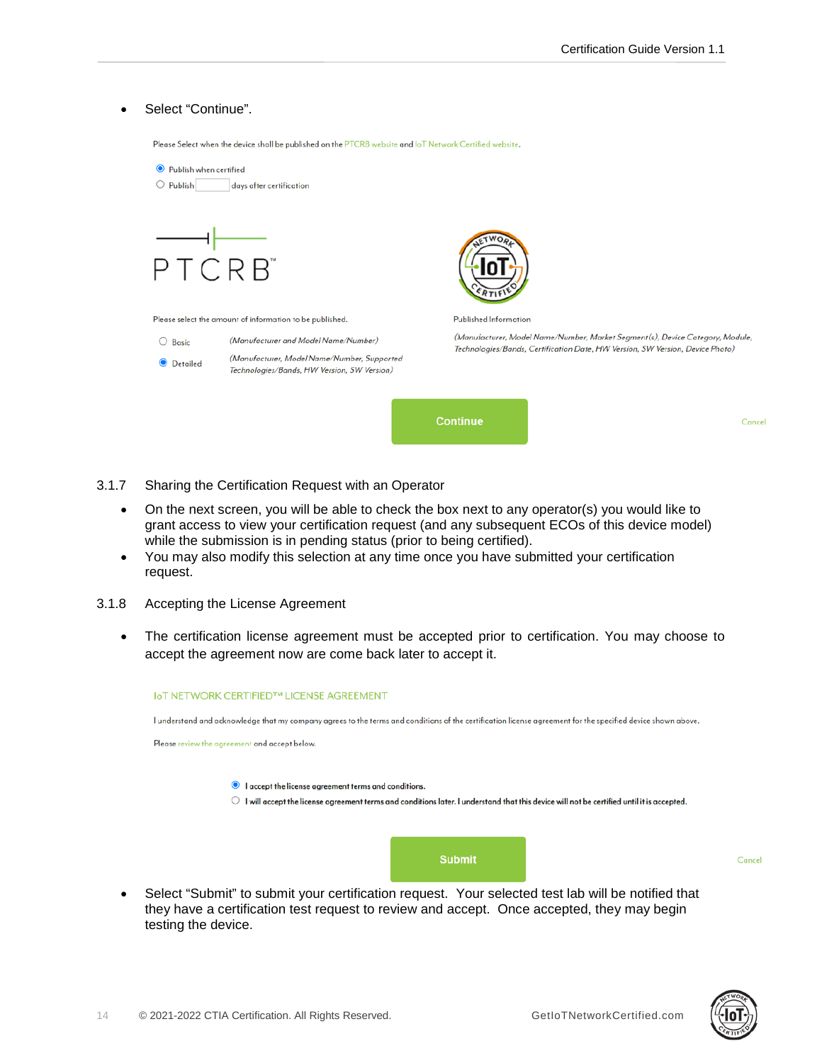- Select “Continue”.

Please Select when the device shall be published on the PTCRB website and IoT Network Certified website.

- Publish when certified
- Publish [ ] days after certification

PTCRB

Please select the amount of information to be published.

- Basic (Manufacturer and Model Name/Number)
- Detailed (Manufacturer, Model Name/Number, Supported Technologies/Bands, HW Version, SW Version)

IoT Network Certified

Published Information

(Manufacturer, Model Name/Number, Market Segment(s), Device Category, Module, Technologies/Bands, Certification Date, HW Version, SW Version, Device Photo)

Continue

Cancel

### 3.1.7 Sharing the Certification Request with an Operator

- On the next screen, you will be able to check the box next to any operator(s) you would like to grant access to view your certification request (and any subsequent ECOs of this device model) while the submission is in pending status (prior to being certified).
- You may also modify this selection at any time once you have submitted your certification request.

### 3.1.8 Accepting the License Agreement

- The certification license agreement must be accepted prior to certification. You may choose to accept the agreement now are come back later to accept it.

IoT NETWORK CERTIFIED™ LICENSE AGREEMENT

I understand and acknowledge that my company agrees to the terms and conditions of the certification license agreement for the specified device shown above.

Please review the agreement and accept below.

- I accept the license agreement terms and conditions.
- I will accept the license agreement terms and conditions later. I understand that this device will not be certified until it is accepted.

Submit

Cancel

- Select “Submit” to submit your certification request. Your selected test lab will be notified that they have a certification test request to review and accept. Once accepted, they may begin testing the device.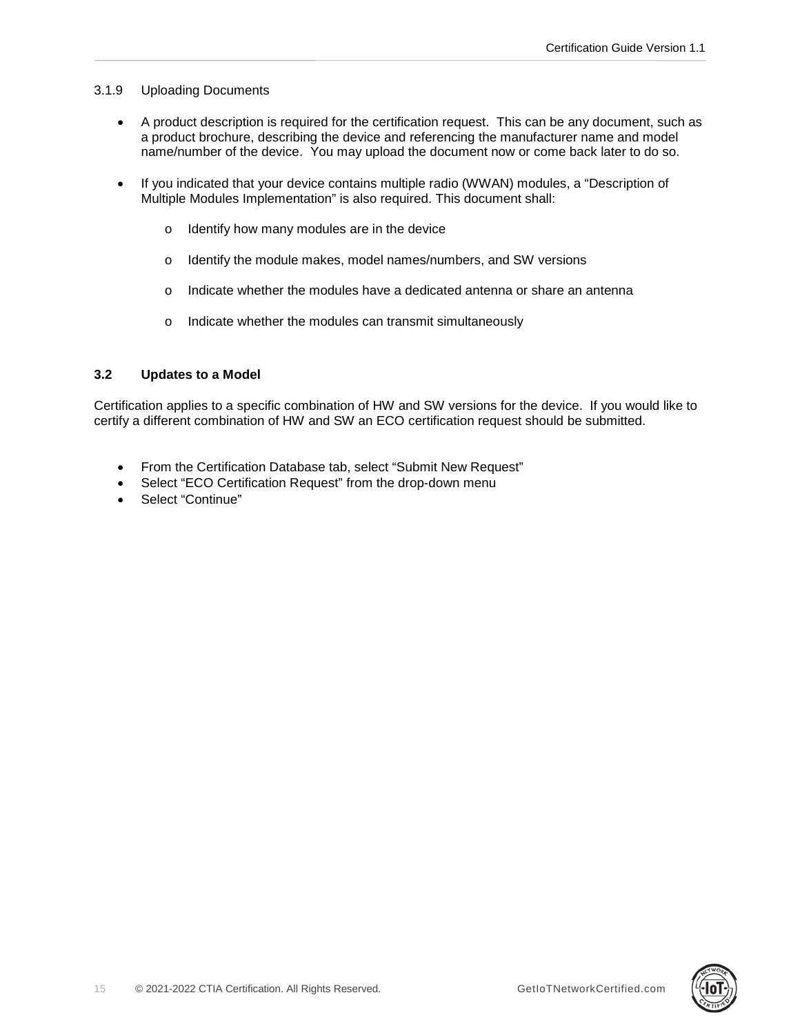#### 3.1.9 Uploading Documents

- A product description is required for the certification request. This can be any document, such as a product brochure, describing the device and referencing the manufacturer name and model name/number of the device. You may upload the document now or come back later to do so.

- If you indicated that your device contains multiple radio (WWAN) modules, a "Description of Multiple Modules Implementation" is also required. This document shall:

  - Identify how many modules are in the device

  - Identify the module makes, model names/numbers, and SW versions

  - Indicate whether the modules have a dedicated antenna or share an antenna

  - Indicate whether the modules can transmit simultaneously

### 3.2 Updates to a Model

Certification applies to a specific combination of HW and SW versions for the device. If you would like to certify a different combination of HW and SW an ECO certification request should be submitted.

- From the Certification Database tab, select "Submit New Request"
- Select "ECO Certification Request" from the drop-down menu
- Select "Continue"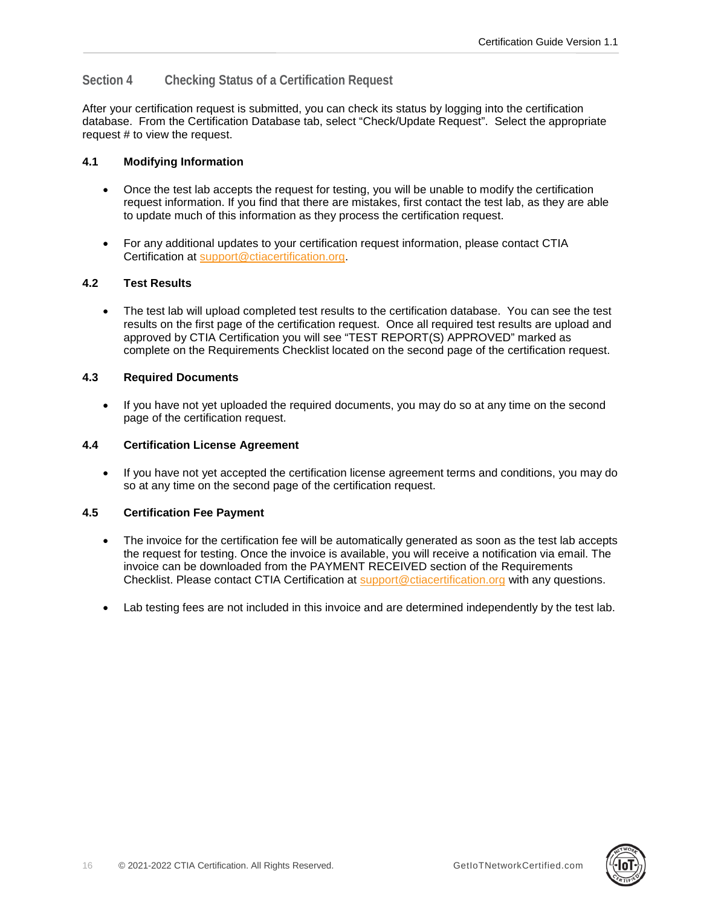## Section 4 Checking Status of a Certification Request

After your certification request is submitted, you can check its status by logging into the certification database. From the Certification Database tab, select "Check/Update Request". Select the appropriate request # to view the request.

### 4.1 Modifying Information

- Once the test lab accepts the request for testing, you will be unable to modify the certification request information. If you find that there are mistakes, first contact the test lab, as they are able to update much of this information as they process the certification request.
- For any additional updates to your certification request information, please contact CTIA Certification at support@ctiacertification.org.

### 4.2 Test Results

- The test lab will upload completed test results to the certification database. You can see the test results on the first page of the certification request. Once all required test results are upload and approved by CTIA Certification you will see "TEST REPORT(S) APPROVED" marked as complete on the Requirements Checklist located on the second page of the certification request.

### 4.3 Required Documents

- If you have not yet uploaded the required documents, you may do so at any time on the second page of the certification request.

### 4.4 Certification License Agreement

- If you have not yet accepted the certification license agreement terms and conditions, you may do so at any time on the second page of the certification request.

### 4.5 Certification Fee Payment

- The invoice for the certification fee will be automatically generated as soon as the test lab accepts the request for testing. Once the invoice is available, you will receive a notification via email. The invoice can be downloaded from the PAYMENT RECEIVED section of the Requirements Checklist. Please contact CTIA Certification at support@ctiacertification.org with any questions.
- Lab testing fees are not included in this invoice and are determined independently by the test lab.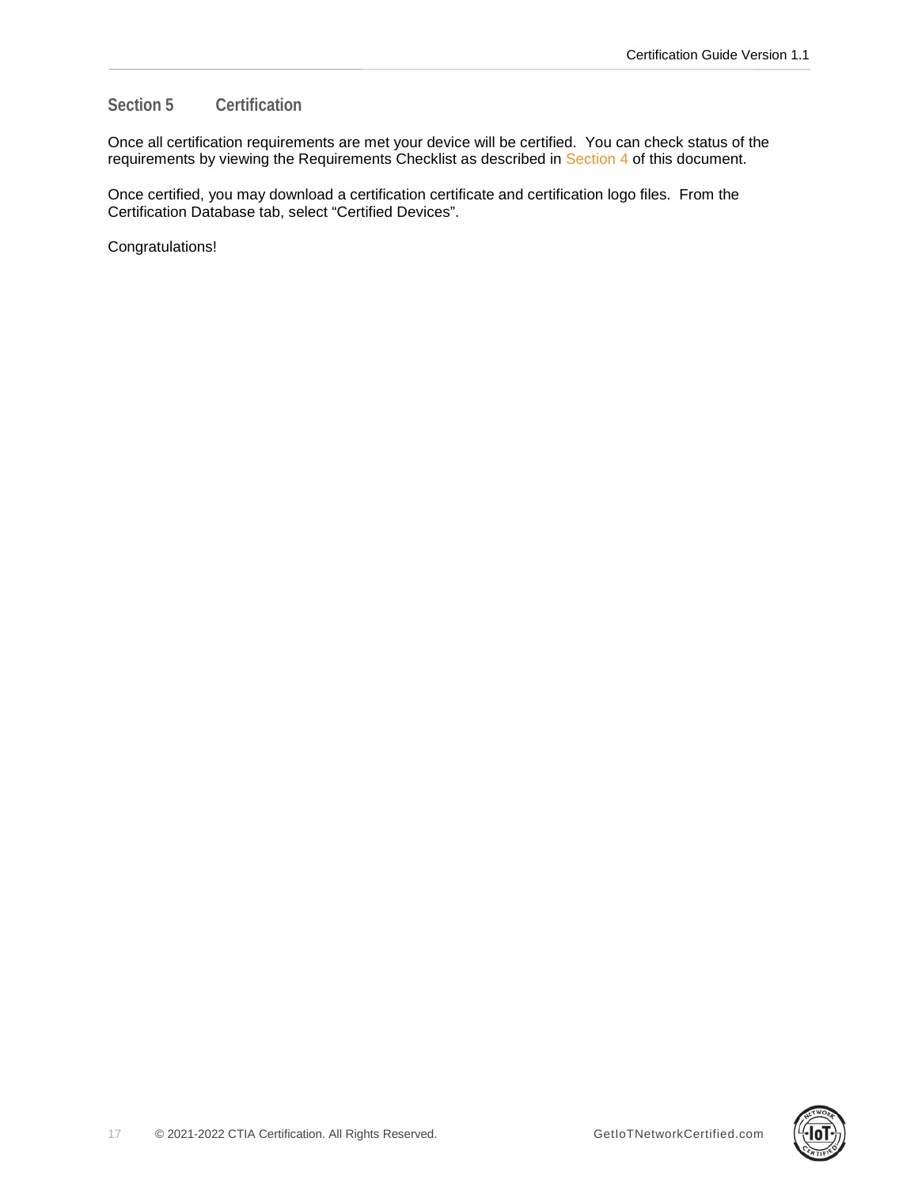# Section 5 Certification

Once all certification requirements are met your device will be certified. You can check status of the requirements by viewing the Requirements Checklist as described in Section 4 of this document.

Once certified, you may download a certification certificate and certification logo files. From the Certification Database tab, select “Certified Devices”.

Congratulations!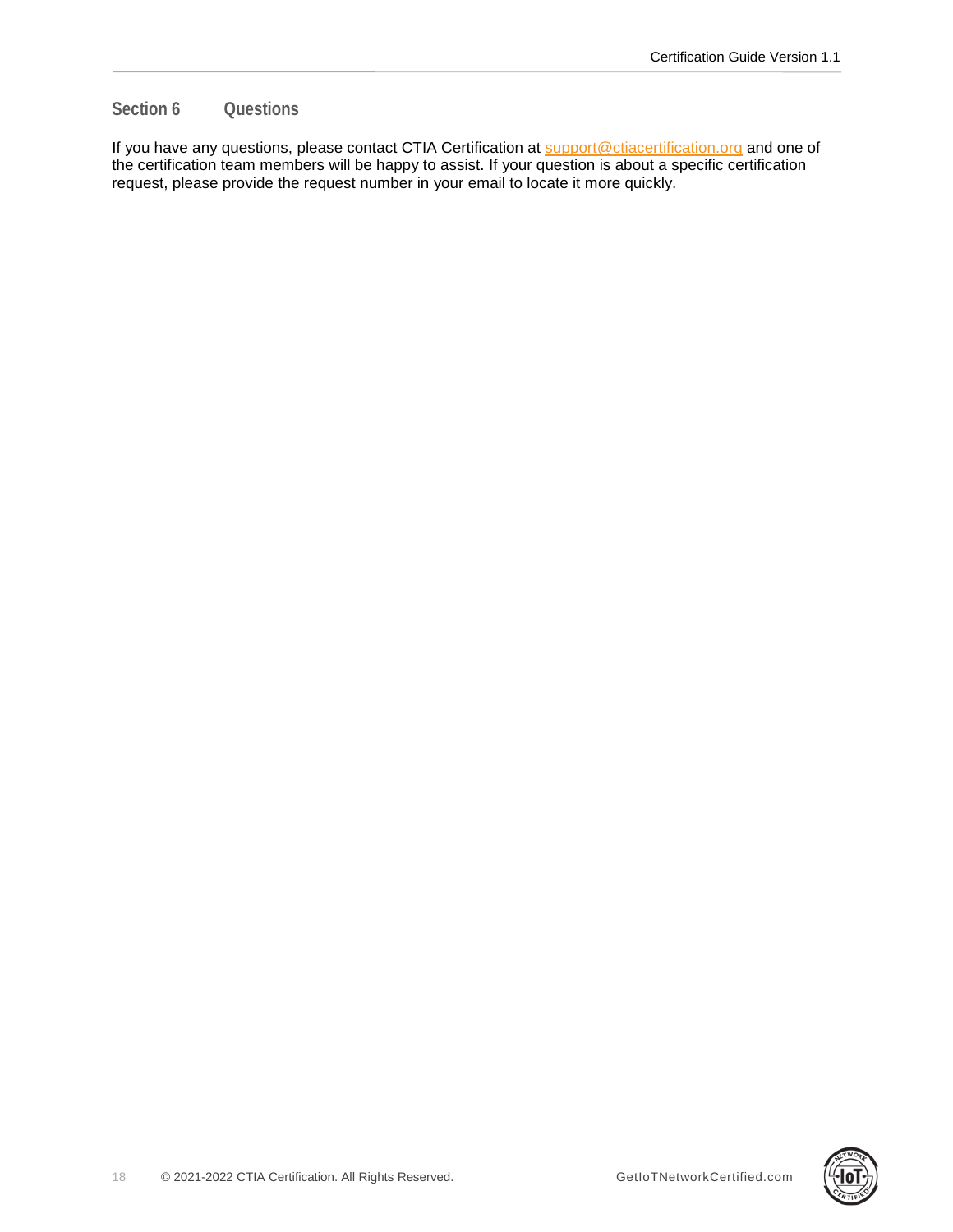## Section 6 Questions

If you have any questions, please contact CTIA Certification at support@ctiacertification.org and one of the certification team members will be happy to assist. If your question is about a specific certification request, please provide the request number in your email to locate it more quickly.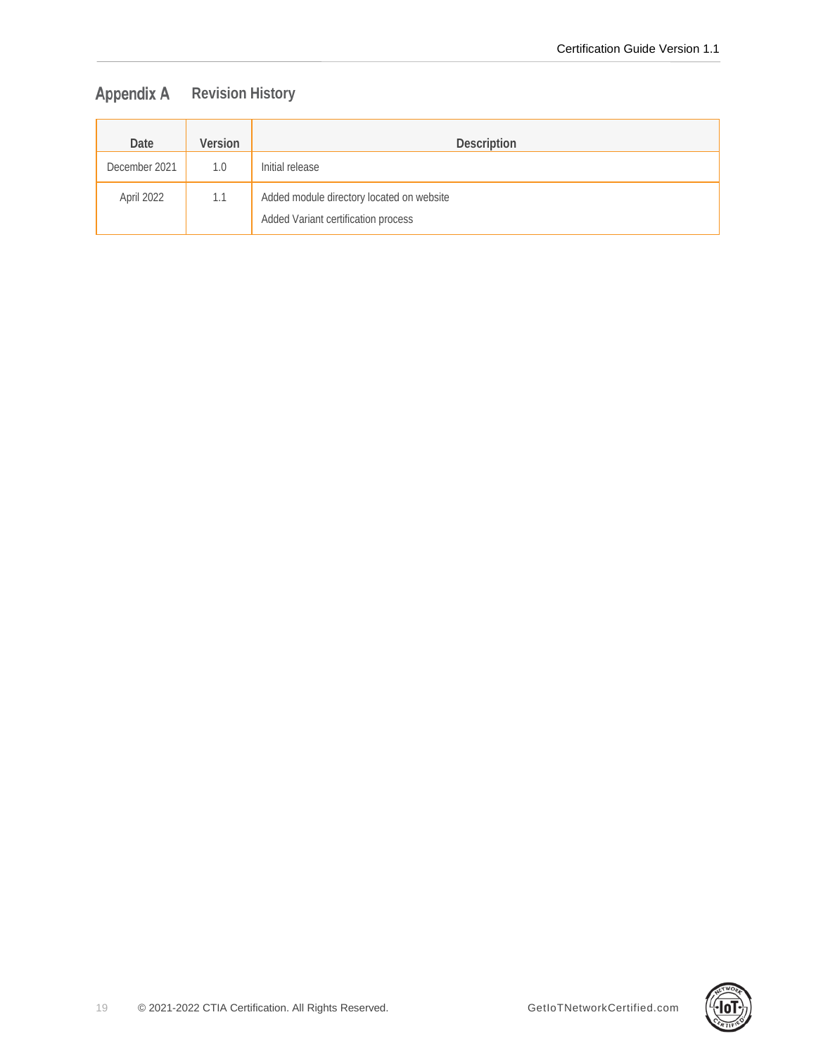# Appendix A Revision History

| Date | Version | Description |
|---|---|---|
| December 2021 | 1.0 | Initial release |
| April 2022 | 1.1 | Added module directory located on website<br>Added Variant certification process |